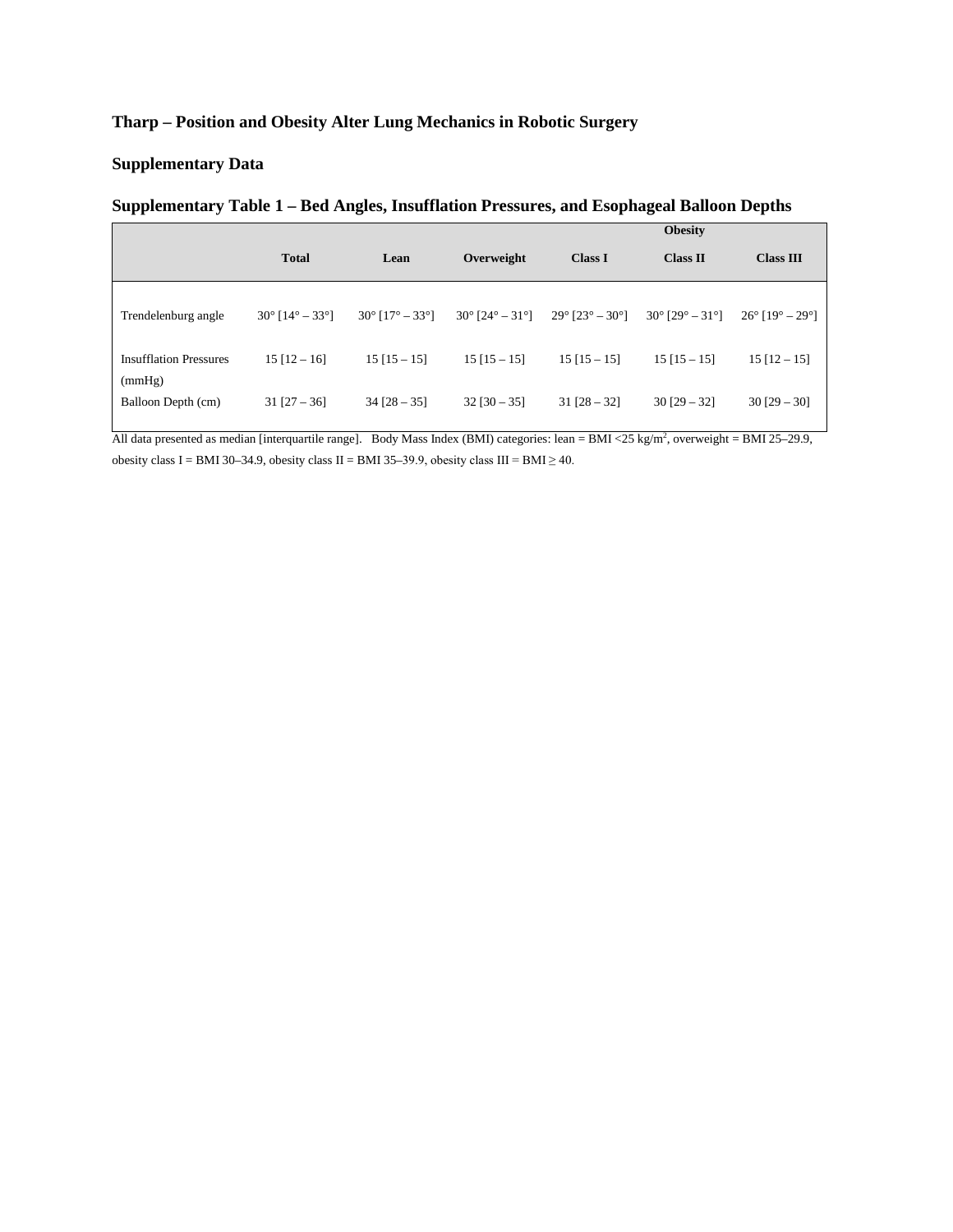## Tharp – Position and Obesity Alter Lung Mechanics in Robotic Surgery

## Supplementary Data

### Supplementary Table 1 – Bed Angles, Insufflation Pressures, and Esophageal Balloon Depths

| | | | | Obesity | | |
|---|---|---|---|---|---|---|
| | Total | Lean | Overweight | Class I | Class II | Class III |
| Trendelenburg angle | 30° [14° – 33°] | 30° [17° – 33°] | 30° [24° – 31°] | 29° [23° – 30°] | 30° [29° – 31°] | 26° [19° – 29°] |
| Insufflation Pressures (mmHg) | 15 [12 – 16] | 15 [15 – 15] | 15 [15 – 15] | 15 [15 – 15] | 15 [15 – 15] | 15 [12 – 15] |
| Balloon Depth (cm) | 31 [27 – 36] | 34 [28 – 35] | 32 [30 – 35] | 31 [28 – 32] | 30 [29 – 32] | 30 [29 – 30] |

All data presented as median [interquartile range]. Body Mass Index (BMI) categories: lean = BMI <25 kg/m$^2$, overweight = BMI 25–29.9, obesity class I = BMI 30–34.9, obesity class II = BMI 35–39.9, obesity class III = BMI ≥ 40.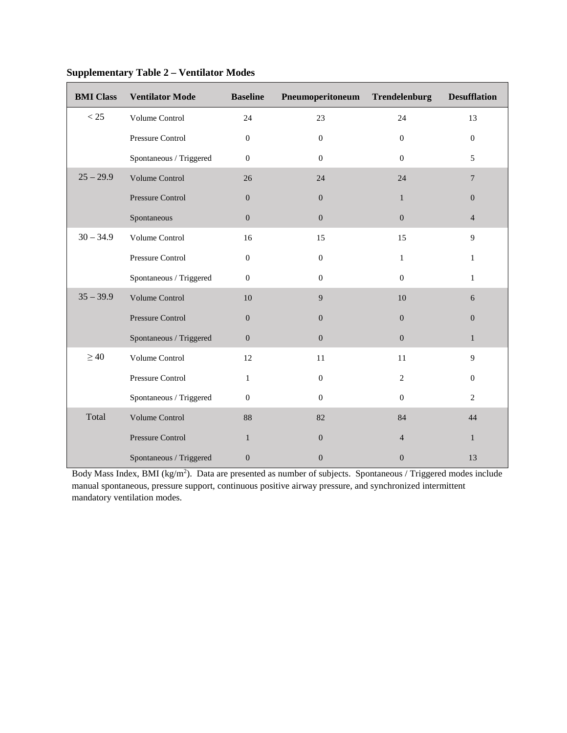**Supplementary Table 2 – Ventilator Modes**

| BMI Class | Ventilator Mode | Baseline | Pneumoperitoneum | Trendelenburg | Desufflation |
|---|---|---|---|---|---|
| < 25 | Volume Control | 24 | 23 | 24 | 13 |
| | Pressure Control | 0 | 0 | 0 | 0 |
| | Spontaneous / Triggered | 0 | 0 | 0 | 5 |
| 25 – 29.9 | Volume Control | 26 | 24 | 24 | 7 |
| | Pressure Control | 0 | 0 | 1 | 0 |
| | Spontaneous | 0 | 0 | 0 | 4 |
| 30 – 34.9 | Volume Control | 16 | 15 | 15 | 9 |
| | Pressure Control | 0 | 0 | 1 | 1 |
| | Spontaneous / Triggered | 0 | 0 | 0 | 1 |
| 35 – 39.9 | Volume Control | 10 | 9 | 10 | 6 |
| | Pressure Control | 0 | 0 | 0 | 0 |
| | Spontaneous / Triggered | 0 | 0 | 0 | 1 |
| ≥ 40 | Volume Control | 12 | 11 | 11 | 9 |
| | Pressure Control | 1 | 0 | 2 | 0 |
| | Spontaneous / Triggered | 0 | 0 | 0 | 2 |
| Total | Volume Control | 88 | 82 | 84 | 44 |
| | Pressure Control | 1 | 0 | 4 | 1 |
| | Spontaneous / Triggered | 0 | 0 | 0 | 13 |

Body Mass Index, BMI ($kg/m^2$). Data are presented as number of subjects. Spontaneous / Triggered modes include manual spontaneous, pressure support, continuous positive airway pressure, and synchronized intermittent mandatory ventilation modes.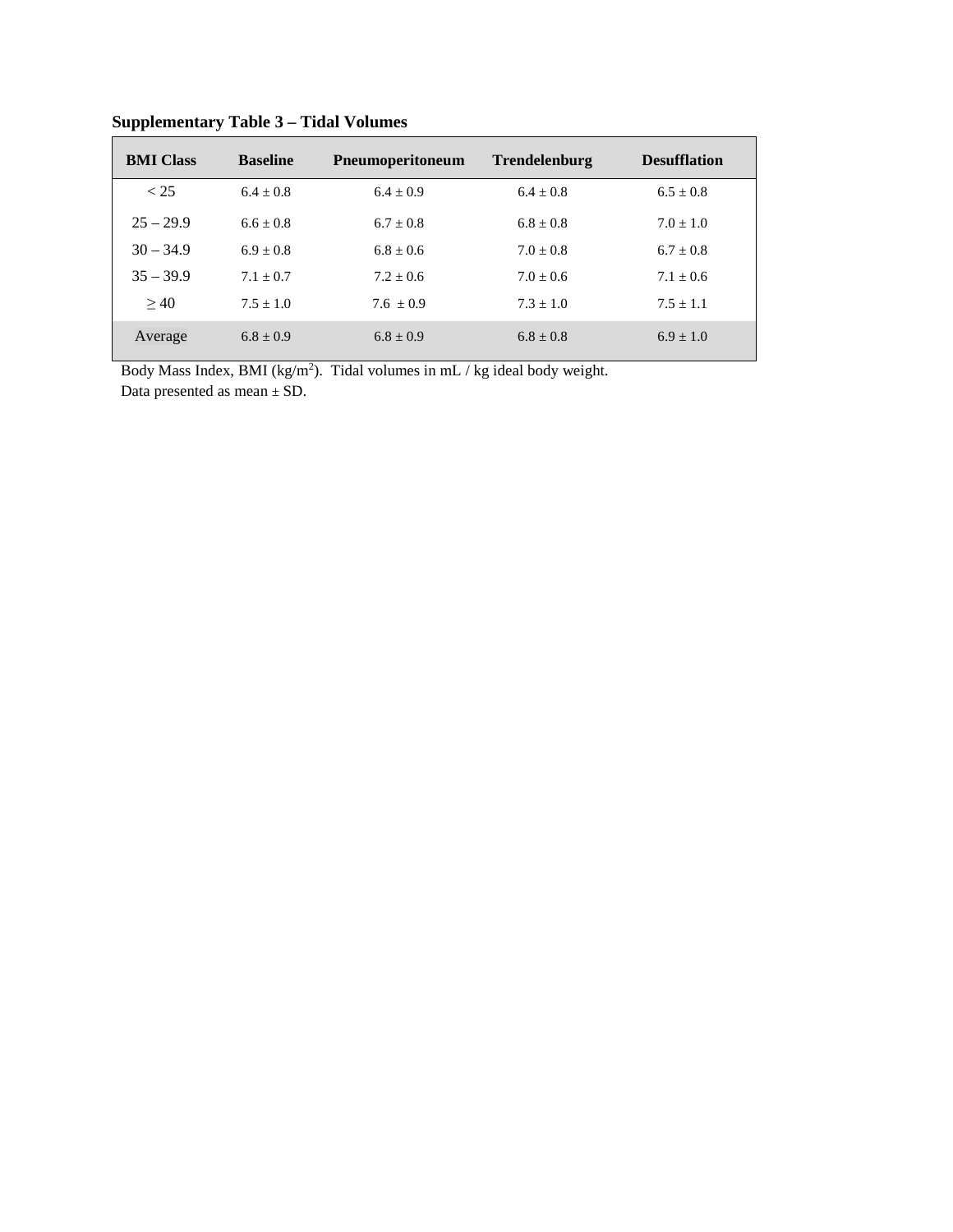**Supplementary Table 3 – Tidal Volumes**

| BMI Class | Baseline | Pneumoperitoneum | Trendelenburg | Desufflation |
|---|---|---|---|---|
| < 25 | 6.4 ± 0.8 | 6.4 ± 0.9 | 6.4 ± 0.8 | 6.5 ± 0.8 |
| 25 – 29.9 | 6.6 ± 0.8 | 6.7 ± 0.8 | 6.8 ± 0.8 | 7.0 ± 1.0 |
| 30 – 34.9 | 6.9 ± 0.8 | 6.8 ± 0.6 | 7.0 ± 0.8 | 6.7 ± 0.8 |
| 35 – 39.9 | 7.1 ± 0.7 | 7.2 ± 0.6 | 7.0 ± 0.6 | 7.1 ± 0.6 |
| ≥ 40 | 7.5 ± 1.0 | 7.6 ± 0.9 | 7.3 ± 1.0 | 7.5 ± 1.1 |
| Average | 6.8 ± 0.9 | 6.8 ± 0.9 | 6.8 ± 0.8 | 6.9 ± 1.0 |

Body Mass Index, BMI (kg/m$^2$). Tidal volumes in mL / kg ideal body weight.
Data presented as mean ± SD.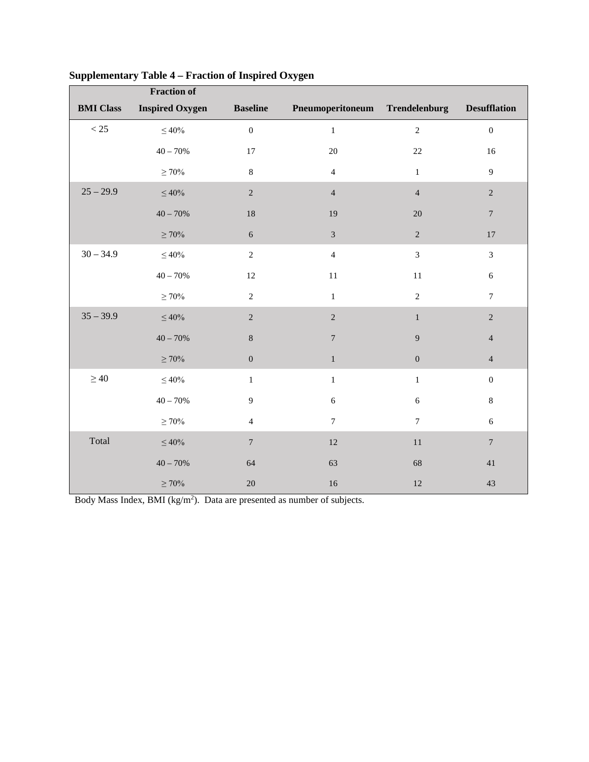**Supplementary Table 4 – Fraction of Inspired Oxygen**

| BMI Class | Fraction of Inspired Oxygen | Baseline | Pneumoperitoneum | Trendelenburg | Desufflation |
|---|---|---|---|---|---|
| < 25 | ≤ 40% | 0 | 1 | 2 | 0 |
| | 40 – 70% | 17 | 20 | 22 | 16 |
| | ≥ 70% | 8 | 4 | 1 | 9 |
| 25 – 29.9 | ≤ 40% | 2 | 4 | 4 | 2 |
| | 40 – 70% | 18 | 19 | 20 | 7 |
| | ≥ 70% | 6 | 3 | 2 | 17 |
| 30 – 34.9 | ≤ 40% | 2 | 4 | 3 | 3 |
| | 40 – 70% | 12 | 11 | 11 | 6 |
| | ≥ 70% | 2 | 1 | 2 | 7 |
| 35 – 39.9 | ≤ 40% | 2 | 2 | 1 | 2 |
| | 40 – 70% | 8 | 7 | 9 | 4 |
| | ≥ 70% | 0 | 1 | 0 | 4 |
| ≥ 40 | ≤ 40% | 1 | 1 | 1 | 0 |
| | 40 – 70% | 9 | 6 | 6 | 8 |
| | ≥ 70% | 4 | 7 | 7 | 6 |
| Total | ≤ 40% | 7 | 12 | 11 | 7 |
| | 40 – 70% | 64 | 63 | 68 | 41 |
| | ≥ 70% | 20 | 16 | 12 | 43 |

Body Mass Index, BMI ($kg/m^2$). Data are presented as number of subjects.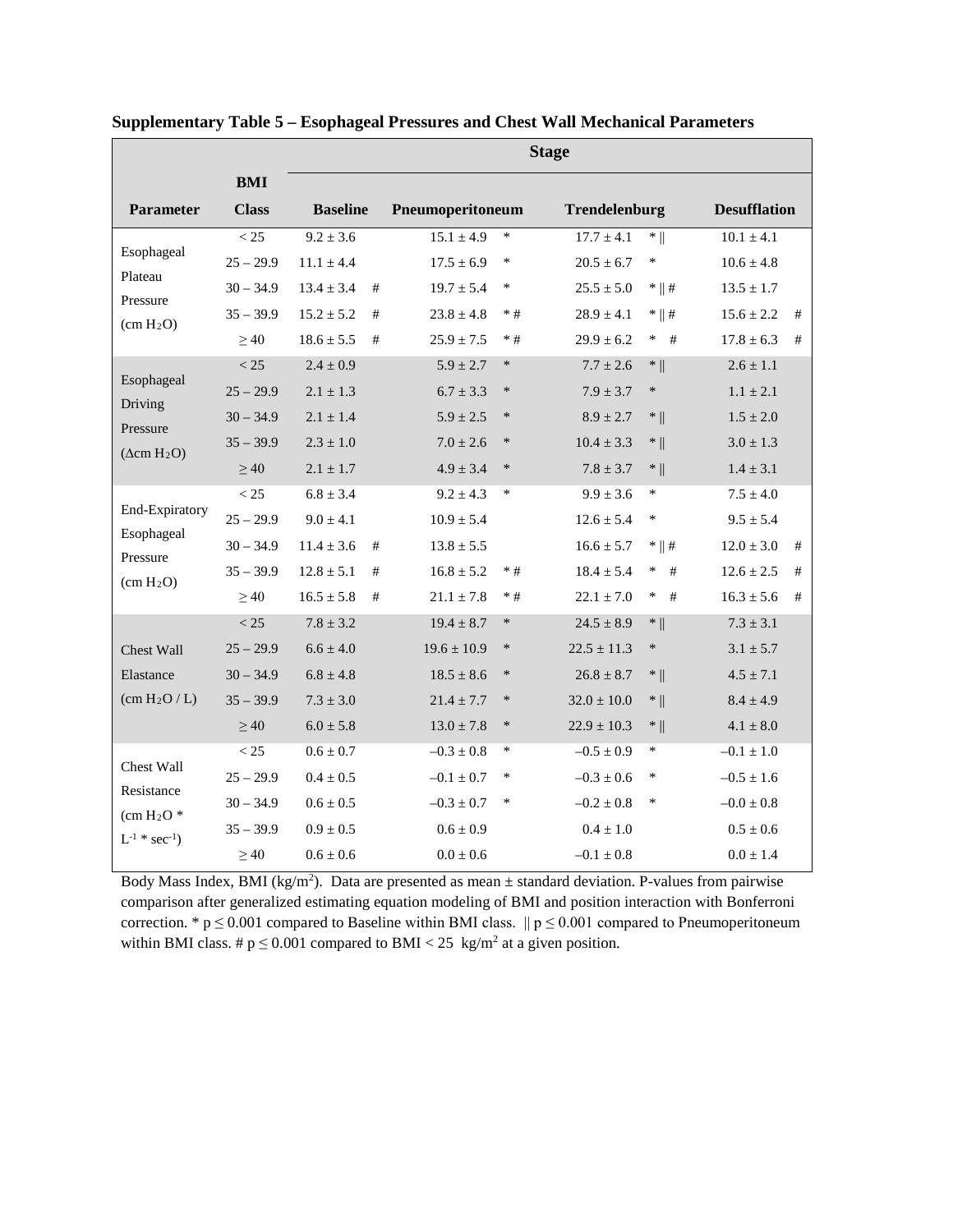**Supplementary Table 5 – Esophageal Pressures and Chest Wall Mechanical Parameters**

| Parameter | BMI Class | Stage | | | | | | | |
|---|---|---|---|---|---|---|---|---|---|
| | | Baseline | | Pneumoperitoneum | | Trendelenburg | | Desufflation | |
| Esophageal Plateau Pressure (cm $H_2O$) | < 25 | 9.2 ± 3.6 | | 15.1 ± 4.9 | * | 17.7 ± 4.1 | * ‖ | 10.1 ± 4.1 | |
| | 25 – 29.9 | 11.1 ± 4.4 | | 17.5 ± 6.9 | * | 20.5 ± 6.7 | * | 10.6 ± 4.8 | |
| | 30 – 34.9 | 13.4 ± 3.4 | # | 19.7 ± 5.4 | * | 25.5 ± 5.0 | * ‖ # | 13.5 ± 1.7 | |
| | 35 – 39.9 | 15.2 ± 5.2 | # | 23.8 ± 4.8 | * # | 28.9 ± 4.1 | * ‖ # | 15.6 ± 2.2 | # |
| | ≥ 40 | 18.6 ± 5.5 | # | 25.9 ± 7.5 | * # | 29.9 ± 6.2 | * # | 17.8 ± 6.3 | # |
| Esophageal Driving Pressure (Δcm $H_2O$) | < 25 | 2.4 ± 0.9 | | 5.9 ± 2.7 | * | 7.7 ± 2.6 | * ‖ | 2.6 ± 1.1 | |
| | 25 – 29.9 | 2.1 ± 1.3 | | 6.7 ± 3.3 | * | 7.9 ± 3.7 | * | 1.1 ± 2.1 | |
| | 30 – 34.9 | 2.1 ± 1.4 | | 5.9 ± 2.5 | * | 8.9 ± 2.7 | * ‖ | 1.5 ± 2.0 | |
| | 35 – 39.9 | 2.3 ± 1.0 | | 7.0 ± 2.6 | * | 10.4 ± 3.3 | * ‖ | 3.0 ± 1.3 | |
| | ≥ 40 | 2.1 ± 1.7 | | 4.9 ± 3.4 | * | 7.8 ± 3.7 | * ‖ | 1.4 ± 3.1 | |
| End-Expiratory Esophageal Pressure (cm $H_2O$) | < 25 | 6.8 ± 3.4 | | 9.2 ± 4.3 | * | 9.9 ± 3.6 | * | 7.5 ± 4.0 | |
| | 25 – 29.9 | 9.0 ± 4.1 | | 10.9 ± 5.4 | | 12.6 ± 5.4 | * | 9.5 ± 5.4 | |
| | 30 – 34.9 | 11.4 ± 3.6 | # | 13.8 ± 5.5 | | 16.6 ± 5.7 | * ‖ # | 12.0 ± 3.0 | # |
| | 35 – 39.9 | 12.8 ± 5.1 | # | 16.8 ± 5.2 | * # | 18.4 ± 5.4 | * # | 12.6 ± 2.5 | # |
| | ≥ 40 | 16.5 ± 5.8 | # | 21.1 ± 7.8 | * # | 22.1 ± 7.0 | * # | 16.3 ± 5.6 | # |
| Chest Wall Elastance (cm $H_2O$ / L) | < 25 | 7.8 ± 3.2 | | 19.4 ± 8.7 | * | 24.5 ± 8.9 | * ‖ | 7.3 ± 3.1 | |
| | 25 – 29.9 | 6.6 ± 4.0 | | 19.6 ± 10.9 | * | 22.5 ± 11.3 | * | 3.1 ± 5.7 | |
| | 30 – 34.9 | 6.8 ± 4.8 | | 18.5 ± 8.6 | * | 26.8 ± 8.7 | * ‖ | 4.5 ± 7.1 | |
| | 35 – 39.9 | 7.3 ± 3.0 | | 21.4 ± 7.7 | * | 32.0 ± 10.0 | * ‖ | 8.4 ± 4.9 | |
| | ≥ 40 | 6.0 ± 5.8 | | 13.0 ± 7.8 | * | 22.9 ± 10.3 | * ‖ | 4.1 ± 8.0 | |
| Chest Wall Resistance (cm $H_2O$ * $L^{-1}$ * $sec^{-1}$) | < 25 | 0.6 ± 0.7 | | –0.3 ± 0.8 | * | –0.5 ± 0.9 | * | –0.1 ± 1.0 | |
| | 25 – 29.9 | 0.4 ± 0.5 | | –0.1 ± 0.7 | * | –0.3 ± 0.6 | * | –0.5 ± 1.6 | |
| | 30 – 34.9 | 0.6 ± 0.5 | | –0.3 ± 0.7 | * | –0.2 ± 0.8 | * | –0.0 ± 0.8 | |
| | 35 – 39.9 | 0.9 ± 0.5 | | 0.6 ± 0.9 | | 0.4 ± 1.0 | | 0.5 ± 0.6 | |
| | ≥ 40 | 0.6 ± 0.6 | | 0.0 ± 0.6 | | –0.1 ± 0.8 | | 0.0 ± 1.4 | |

Body Mass Index, BMI ($kg/m^2$). Data are presented as mean ± standard deviation. P-values from pairwise comparison after generalized estimating equation modeling of BMI and position interaction with Bonferroni correction. * $p \leq 0.001$ compared to Baseline within BMI class. ‖ $p \leq 0.001$ compared to Pneumoperitoneum within BMI class. # $p \leq 0.001$ compared to BMI < 25 $kg/m^2$ at a given position.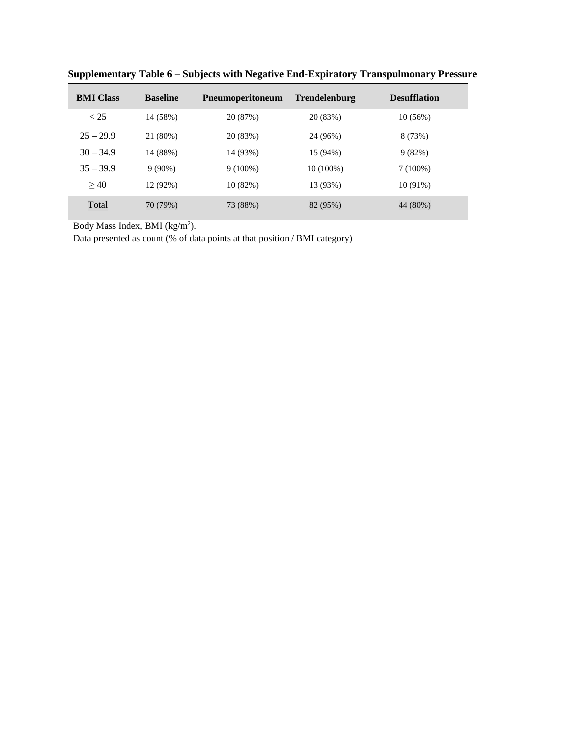**Supplementary Table 6 – Subjects with Negative End-Expiratory Transpulmonary Pressure**

| BMI Class | Baseline | Pneumoperitoneum | Trendelenburg | Desufflation |
|---|---|---|---|---|
| < 25 | 14 (58%) | 20 (87%) | 20 (83%) | 10 (56%) |
| 25 – 29.9 | 21 (80%) | 20 (83%) | 24 (96%) | 8 (73%) |
| 30 – 34.9 | 14 (88%) | 14 (93%) | 15 (94%) | 9 (82%) |
| 35 – 39.9 | 9 (90%) | 9 (100%) | 10 (100%) | 7 (100%) |
| ≥ 40 | 12 (92%) | 10 (82%) | 13 (93%) | 10 (91%) |
| Total | 70 (79%) | 73 (88%) | 82 (95%) | 44 (80%) |

Body Mass Index, BMI ($kg/m^2$).

Data presented as count (% of data points at that position / BMI category)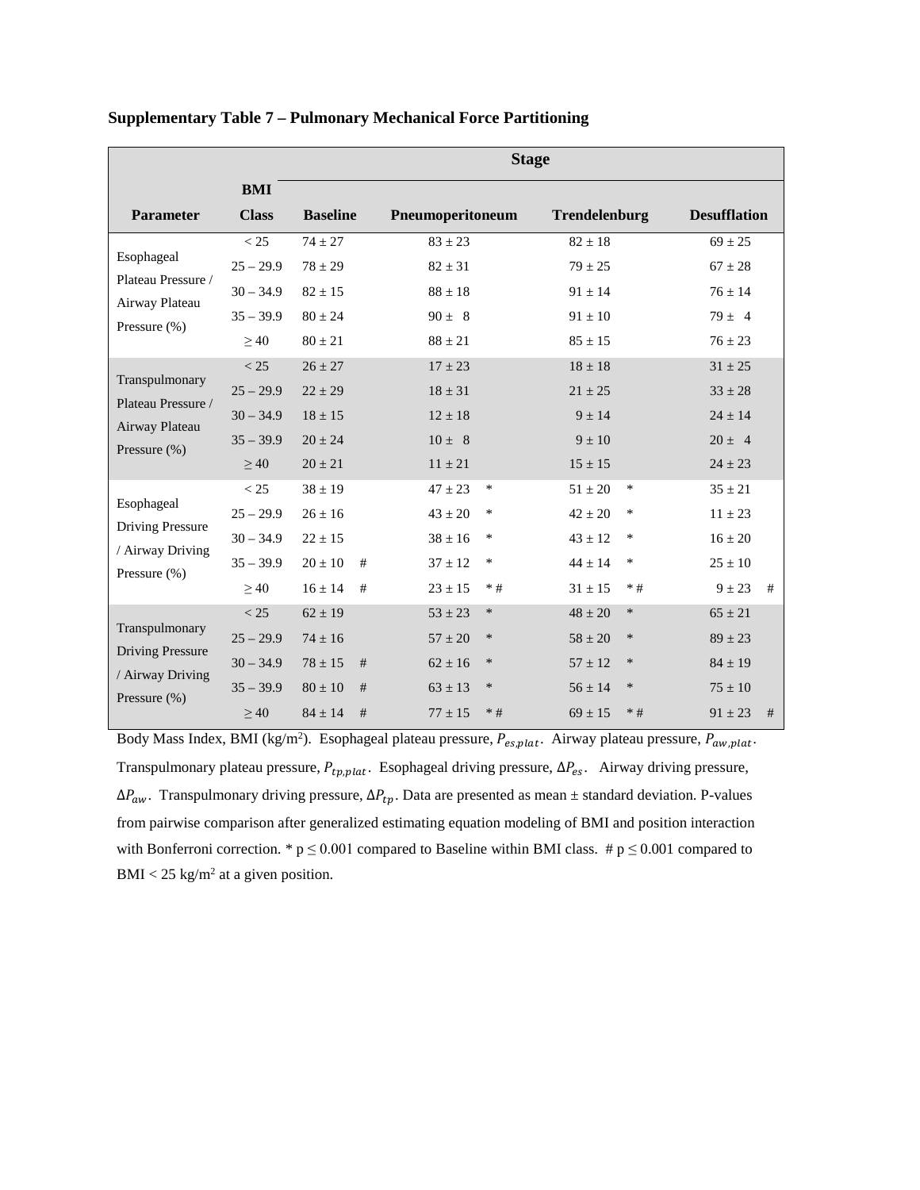**Supplementary Table 7 – Pulmonary Mechanical Force Partitioning**

| Parameter | BMI Class | Stage | | | |
|---|---|---|---|---|---|
| | | Baseline | Pneumoperitoneum | Trendelenburg | Desufflation |
| Esophageal Plateau Pressure / Airway Plateau Pressure (%) | < 25 | 74 ± 27 | 83 ± 23 | 82 ± 18 | 69 ± 25 |
| | 25 – 29.9 | 78 ± 29 | 82 ± 31 | 79 ± 25 | 67 ± 28 |
| | 30 – 34.9 | 82 ± 15 | 88 ± 18 | 91 ± 14 | 76 ± 14 |
| | 35 – 39.9 | 80 ± 24 | 90 ± 8 | 91 ± 10 | 79 ± 4 |
| | ≥ 40 | 80 ± 21 | 88 ± 21 | 85 ± 15 | 76 ± 23 |
| Transpulmonary Plateau Pressure / Airway Plateau Pressure (%) | < 25 | 26 ± 27 | 17 ± 23 | 18 ± 18 | 31 ± 25 |
| | 25 – 29.9 | 22 ± 29 | 18 ± 31 | 21 ± 25 | 33 ± 28 |
| | 30 – 34.9 | 18 ± 15 | 12 ± 18 | 9 ± 14 | 24 ± 14 |
| | 35 – 39.9 | 20 ± 24 | 10 ± 8 | 9 ± 10 | 20 ± 4 |
| | ≥ 40 | 20 ± 21 | 11 ± 21 | 15 ± 15 | 24 ± 23 |
| Esophageal Driving Pressure / Airway Driving Pressure (%) | < 25 | 38 ± 19 | 47 ± 23 * | 51 ± 20 * | 35 ± 21 |
| | 25 – 29.9 | 26 ± 16 | 43 ± 20 * | 42 ± 20 * | 11 ± 23 |
| | 30 – 34.9 | 22 ± 15 | 38 ± 16 * | 43 ± 12 * | 16 ± 20 |
| | 35 – 39.9 | 20 ± 10 # | 37 ± 12 * | 44 ± 14 * | 25 ± 10 |
| | ≥ 40 | 16 ± 14 # | 23 ± 15 * # | 31 ± 15 * # | 9 ± 23 # |
| Transpulmonary Driving Pressure / Airway Driving Pressure (%) | < 25 | 62 ± 19 | 53 ± 23 * | 48 ± 20 * | 65 ± 21 |
| | 25 – 29.9 | 74 ± 16 | 57 ± 20 * | 58 ± 20 * | 89 ± 23 |
| | 30 – 34.9 | 78 ± 15 # | 62 ± 16 * | 57 ± 12 * | 84 ± 19 |
| | 35 – 39.9 | 80 ± 10 # | 63 ± 13 * | 56 ± 14 * | 75 ± 10 |
| | ≥ 40 | 84 ± 14 # | 77 ± 15 * # | 69 ± 15 * # | 91 ± 23 # |

Body Mass Index, BMI (kg/m$^2$). Esophageal plateau pressure, $P_{es,plat}$. Airway plateau pressure, $P_{aw,plat}$. Transpulmonary plateau pressure, $P_{tp,plat}$. Esophageal driving pressure, $\Delta P_{es}$. Airway driving pressure, $\Delta P_{aw}$. Transpulmonary driving pressure, $\Delta P_{tp}$. Data are presented as mean ± standard deviation. P-values from pairwise comparison after generalized estimating equation modeling of BMI and position interaction with Bonferroni correction. * $p \leq 0.001$ compared to Baseline within BMI class. # $p \leq 0.001$ compared to BMI < 25 kg/m$^2$ at a given position.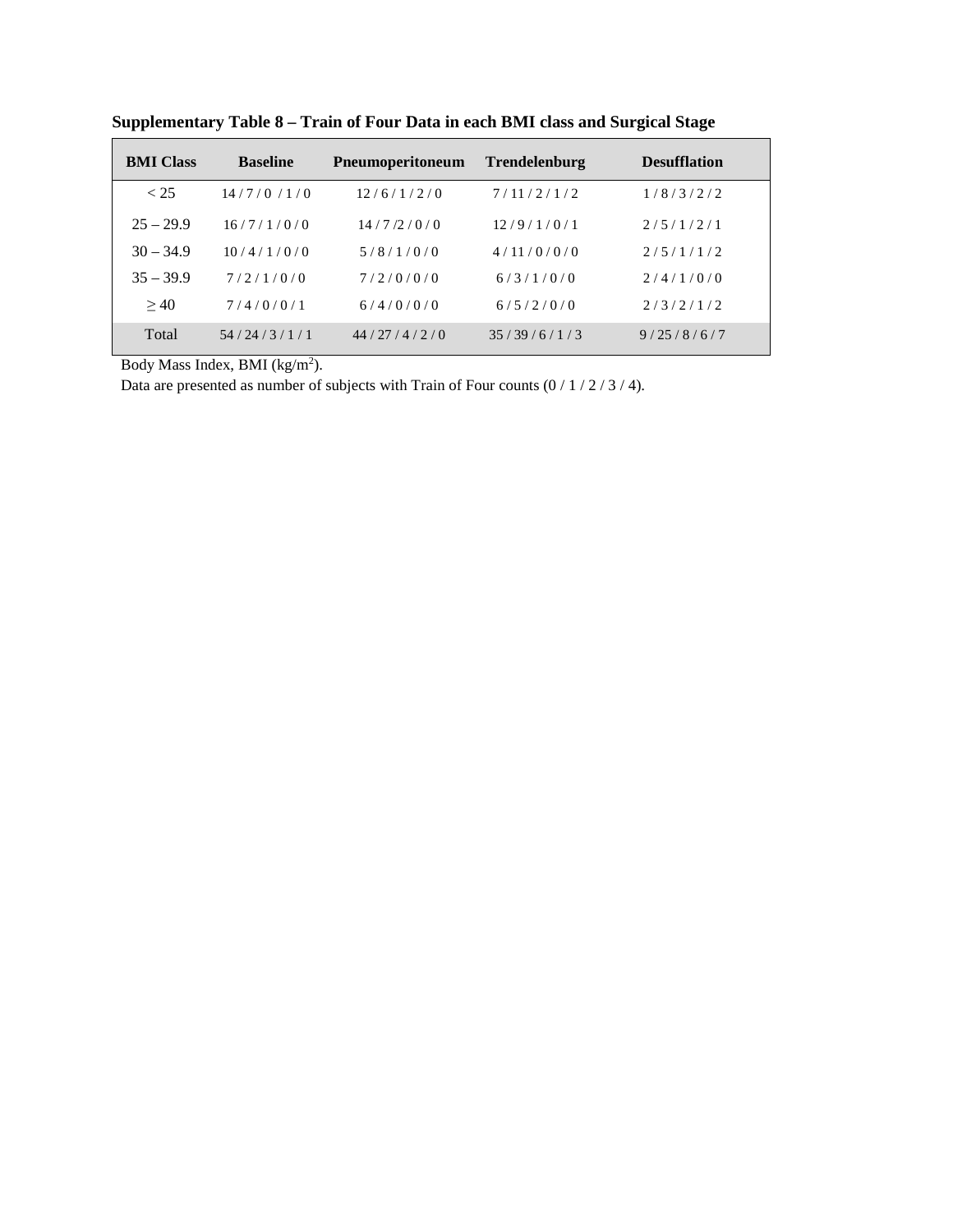**Supplementary Table 8 – Train of Four Data in each BMI class and Surgical Stage**

| BMI Class | Baseline | Pneumoperitoneum | Trendelenburg | Desufflation |
|---|---|---|---|---|
| < 25 | 14 / 7 / 0 / 1 / 0 | 12 / 6 / 1 / 2 / 0 | 7 / 11 / 2 / 1 / 2 | 1 / 8 / 3 / 2 / 2 |
| 25 – 29.9 | 16 / 7 / 1 / 0 / 0 | 14 / 7 /2 / 0 / 0 | 12 / 9 / 1 / 0 / 1 | 2 / 5 / 1 / 2 / 1 |
| 30 – 34.9 | 10 / 4 / 1 / 0 / 0 | 5 / 8 / 1 / 0 / 0 | 4 / 11 / 0 / 0 / 0 | 2 / 5 / 1 / 1 / 2 |
| 35 – 39.9 | 7 / 2 / 1 / 0 / 0 | 7 / 2 / 0 / 0 / 0 | 6 / 3 / 1 / 0 / 0 | 2 / 4 / 1 / 0 / 0 |
| ≥ 40 | 7 / 4 / 0 / 0 / 1 | 6 / 4 / 0 / 0 / 0 | 6 / 5 / 2 / 0 / 0 | 2 / 3 / 2 / 1 / 2 |
| Total | 54 / 24 / 3 / 1 / 1 | 44 / 27 / 4 / 2 / 0 | 35 / 39 / 6 / 1 / 3 | 9 / 25 / 8 / 6 / 7 |

Body Mass Index, BMI (kg/m$^2$).

Data are presented as number of subjects with Train of Four counts (0 / 1 / 2 / 3 / 4).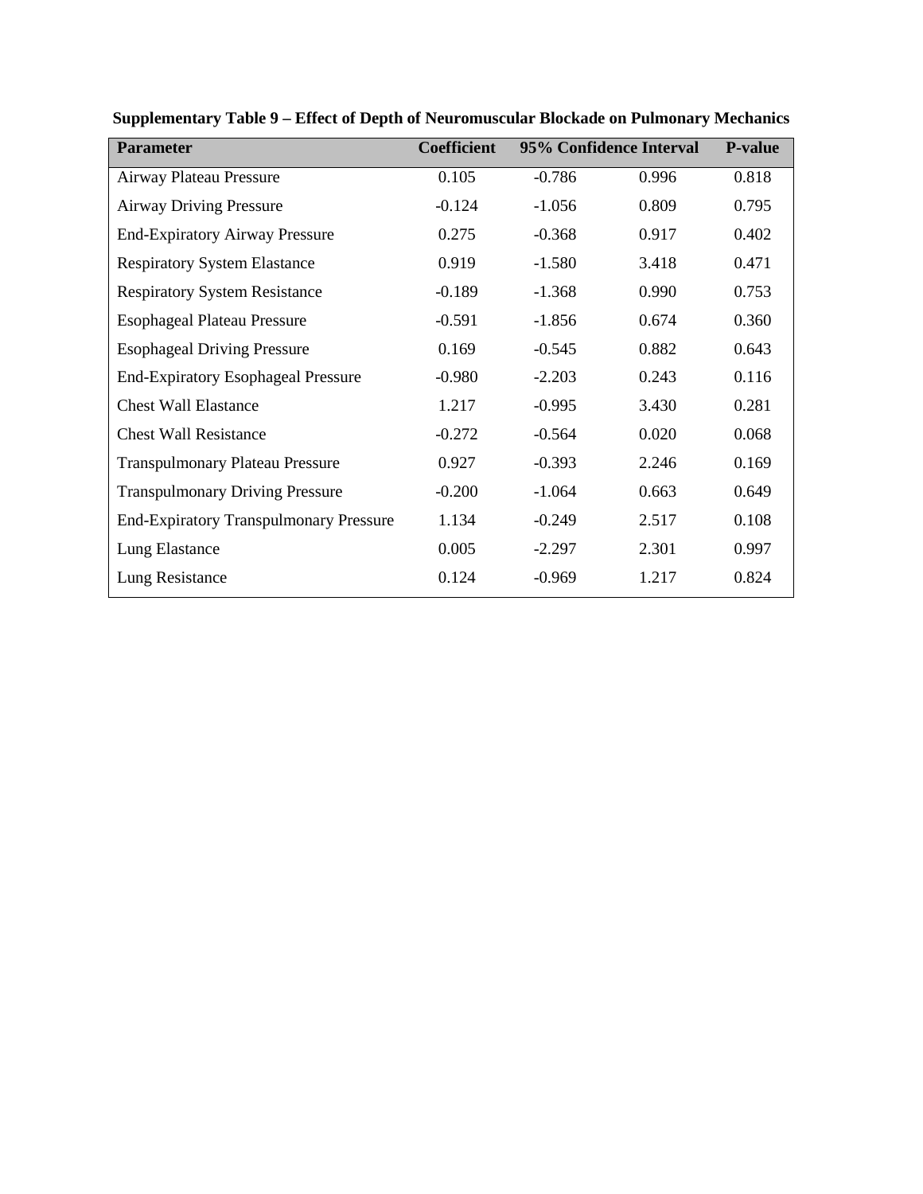**Supplementary Table 9 – Effect of Depth of Neuromuscular Blockade on Pulmonary Mechanics**

| Parameter | Coefficient | 95% Confidence Interval | | P-value |
|---|---|---|---|---|
| Airway Plateau Pressure | 0.105 | -0.786 | 0.996 | 0.818 |
| Airway Driving Pressure | -0.124 | -1.056 | 0.809 | 0.795 |
| End-Expiratory Airway Pressure | 0.275 | -0.368 | 0.917 | 0.402 |
| Respiratory System Elastance | 0.919 | -1.580 | 3.418 | 0.471 |
| Respiratory System Resistance | -0.189 | -1.368 | 0.990 | 0.753 |
| Esophageal Plateau Pressure | -0.591 | -1.856 | 0.674 | 0.360 |
| Esophageal Driving Pressure | 0.169 | -0.545 | 0.882 | 0.643 |
| End-Expiratory Esophageal Pressure | -0.980 | -2.203 | 0.243 | 0.116 |
| Chest Wall Elastance | 1.217 | -0.995 | 3.430 | 0.281 |
| Chest Wall Resistance | -0.272 | -0.564 | 0.020 | 0.068 |
| Transpulmonary Plateau Pressure | 0.927 | -0.393 | 2.246 | 0.169 |
| Transpulmonary Driving Pressure | -0.200 | -1.064 | 0.663 | 0.649 |
| End-Expiratory Transpulmonary Pressure | 1.134 | -0.249 | 2.517 | 0.108 |
| Lung Elastance | 0.005 | -2.297 | 2.301 | 0.997 |
| Lung Resistance | 0.124 | -0.969 | 1.217 | 0.824 |